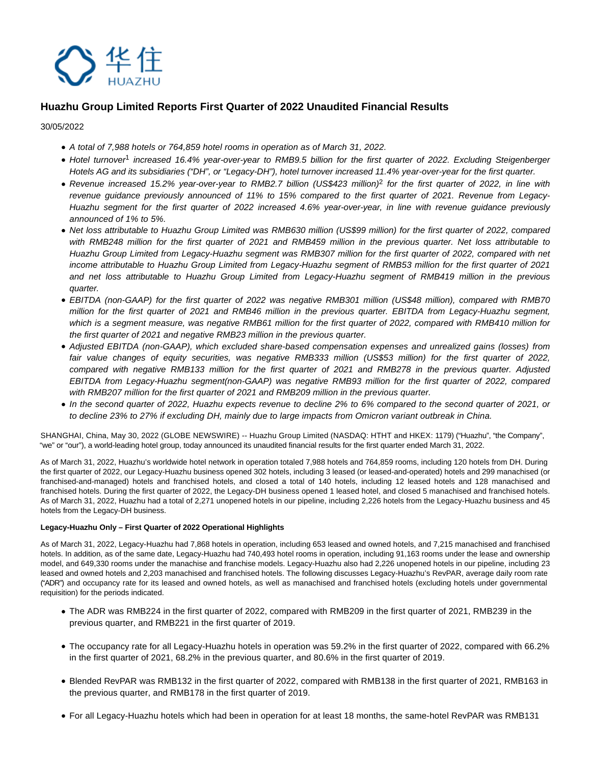华住
HUAZHU

# Huazhu Group Limited Reports First Quarter of 2022 Unaudited Financial Results

30/05/2022

- *A total of 7,988 hotels or 764,859 hotel rooms in operation as of March 31, 2022.*
- *Hotel turnover[1] increased 16.4% year-over-year to RMB9.5 billion for the first quarter of 2022. Excluding Steigenberger Hotels AG and its subsidiaries ("DH", or "Legacy-DH"), hotel turnover increased 11.4% year-over-year for the first quarter.*
- *Revenue increased 15.2% year-over-year to RMB2.7 billion (US$423 million)[2] for the first quarter of 2022, in line with revenue guidance previously announced of 11% to 15% compared to the first quarter of 2021. Revenue from Legacy-Huazhu segment for the first quarter of 2022 increased 4.6% year-over-year, in line with revenue guidance previously announced of 1% to 5%.*
- *Net loss attributable to Huazhu Group Limited was RMB630 million (US$99 million) for the first quarter of 2022, compared with RMB248 million for the first quarter of 2021 and RMB459 million in the previous quarter. Net loss attributable to Huazhu Group Limited from Legacy-Huazhu segment was RMB307 million for the first quarter of 2022, compared with net income attributable to Huazhu Group Limited from Legacy-Huazhu segment of RMB53 million for the first quarter of 2021 and net loss attributable to Huazhu Group Limited from Legacy-Huazhu segment of RMB419 million in the previous quarter.*
- *EBITDA (non-GAAP) for the first quarter of 2022 was negative RMB301 million (US$48 million), compared with RMB70 million for the first quarter of 2021 and RMB46 million in the previous quarter. EBITDA from Legacy-Huazhu segment, which is a segment measure, was negative RMB61 million for the first quarter of 2022, compared with RMB410 million for the first quarter of 2021 and negative RMB23 million in the previous quarter.*
- *Adjusted EBITDA (non-GAAP), which excluded share-based compensation expenses and unrealized gains (losses) from fair value changes of equity securities, was negative RMB333 million (US$53 million) for the first quarter of 2022, compared with negative RMB133 million for the first quarter of 2021 and RMB278 in the previous quarter. Adjusted EBITDA from Legacy-Huazhu segment(non-GAAP) was negative RMB93 million for the first quarter of 2022, compared with RMB207 million for the first quarter of 2021 and RMB209 million in the previous quarter.*
- *In the second quarter of 2022, Huazhu expects revenue to decline 2% to 6% compared to the second quarter of 2021, or to decline 23% to 27% if excluding DH, mainly due to large impacts from Omicron variant outbreak in China.*

SHANGHAI, China, May 30, 2022 (GLOBE NEWSWIRE) -- Huazhu Group Limited (NASDAQ: HTHT and HKEX: 1179) ("Huazhu", "the Company", "we" or "our"), a world-leading hotel group, today announced its unaudited financial results for the first quarter ended March 31, 2022.

As of March 31, 2022, Huazhu's worldwide hotel network in operation totaled 7,988 hotels and 764,859 rooms, including 120 hotels from DH. During the first quarter of 2022, our Legacy-Huazhu business opened 302 hotels, including 3 leased (or leased-and-operated) hotels and 299 manachised (or franchised-and-managed) hotels and franchised hotels, and closed a total of 140 hotels, including 12 leased hotels and 128 manachised and franchised hotels. During the first quarter of 2022, the Legacy-DH business opened 1 leased hotel, and closed 5 manachised and franchised hotels. As of March 31, 2022, Huazhu had a total of 2,271 unopened hotels in our pipeline, including 2,226 hotels from the Legacy-Huazhu business and 45 hotels from the Legacy-DH business.

**Legacy-Huazhu Only – First Quarter of 2022 Operational Highlights**

As of March 31, 2022, Legacy-Huazhu had 7,868 hotels in operation, including 653 leased and owned hotels, and 7,215 manachised and franchised hotels. In addition, as of the same date, Legacy-Huazhu had 740,493 hotel rooms in operation, including 91,163 rooms under the lease and ownership model, and 649,330 rooms under the manachise and franchise models. Legacy-Huazhu also had 2,226 unopened hotels in our pipeline, including 23 leased and owned hotels and 2,203 manachised and franchised hotels. The following discusses Legacy-Huazhu's RevPAR, average daily room rate ("ADR") and occupancy rate for its leased and owned hotels, as well as manachised and franchised hotels (excluding hotels under governmental requisition) for the periods indicated.

- The ADR was RMB224 in the first quarter of 2022, compared with RMB209 in the first quarter of 2021, RMB239 in the previous quarter, and RMB221 in the first quarter of 2019.
- The occupancy rate for all Legacy-Huazhu hotels in operation was 59.2% in the first quarter of 2022, compared with 66.2% in the first quarter of 2021, 68.2% in the previous quarter, and 80.6% in the first quarter of 2019.
- Blended RevPAR was RMB132 in the first quarter of 2022, compared with RMB138 in the first quarter of 2021, RMB163 in the previous quarter, and RMB178 in the first quarter of 2019.
- For all Legacy-Huazhu hotels which had been in operation for at least 18 months, the same-hotel RevPAR was RMB131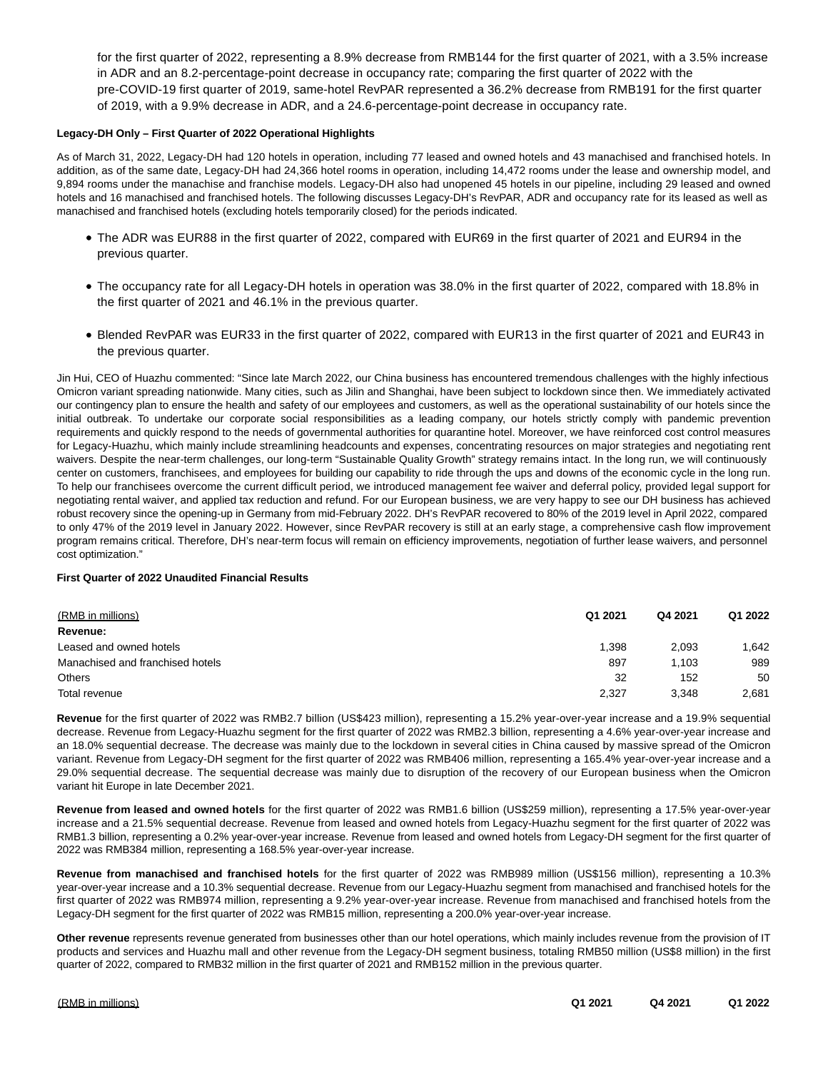for the first quarter of 2022, representing a 8.9% decrease from RMB144 for the first quarter of 2021, with a 3.5% increase in ADR and an 8.2-percentage-point decrease in occupancy rate; comparing the first quarter of 2022 with the pre-COVID-19 first quarter of 2019, same-hotel RevPAR represented a 36.2% decrease from RMB191 for the first quarter of 2019, with a 9.9% decrease in ADR, and a 24.6-percentage-point decrease in occupancy rate.

**Legacy-DH Only – First Quarter of 2022 Operational Highlights**

As of March 31, 2022, Legacy-DH had 120 hotels in operation, including 77 leased and owned hotels and 43 manachised and franchised hotels. In addition, as of the same date, Legacy-DH had 24,366 hotel rooms in operation, including 14,472 rooms under the lease and ownership model, and 9,894 rooms under the manachise and franchise models. Legacy-DH also had unopened 45 hotels in our pipeline, including 29 leased and owned hotels and 16 manachised and franchised hotels. The following discusses Legacy-DH's RevPAR, ADR and occupancy rate for its leased as well as manachised and franchised hotels (excluding hotels temporarily closed) for the periods indicated.

- The ADR was EUR88 in the first quarter of 2022, compared with EUR69 in the first quarter of 2021 and EUR94 in the previous quarter.
- The occupancy rate for all Legacy-DH hotels in operation was 38.0% in the first quarter of 2022, compared with 18.8% in the first quarter of 2021 and 46.1% in the previous quarter.
- Blended RevPAR was EUR33 in the first quarter of 2022, compared with EUR13 in the first quarter of 2021 and EUR43 in the previous quarter.

Jin Hui, CEO of Huazhu commented: "Since late March 2022, our China business has encountered tremendous challenges with the highly infectious Omicron variant spreading nationwide. Many cities, such as Jilin and Shanghai, have been subject to lockdown since then. We immediately activated our contingency plan to ensure the health and safety of our employees and customers, as well as the operational sustainability of our hotels since the initial outbreak. To undertake our corporate social responsibilities as a leading company, our hotels strictly comply with pandemic prevention requirements and quickly respond to the needs of governmental authorities for quarantine hotel. Moreover, we have reinforced cost control measures for Legacy-Huazhu, which mainly include streamlining headcounts and expenses, concentrating resources on major strategies and negotiating rent waivers. Despite the near-term challenges, our long-term "Sustainable Quality Growth" strategy remains intact. In the long run, we will continuously center on customers, franchisees, and employees for building our capability to ride through the ups and downs of the economic cycle in the long run. To help our franchisees overcome the current difficult period, we introduced management fee waiver and deferral policy, provided legal support for negotiating rental waiver, and applied tax reduction and refund. For our European business, we are very happy to see our DH business has achieved robust recovery since the opening-up in Germany from mid-February 2022. DH's RevPAR recovered to 80% of the 2019 level in April 2022, compared to only 47% of the 2019 level in January 2022. However, since RevPAR recovery is still at an early stage, a comprehensive cash flow improvement program remains critical. Therefore, DH's near-term focus will remain on efficiency improvements, negotiation of further lease waivers, and personnel cost optimization."

**First Quarter of 2022 Unaudited Financial Results**

| (RMB in millions) | Q1 2021 | Q4 2021 | Q1 2022 |
|---|---|---|---|
| **Revenue:** | | | |
| Leased and owned hotels | 1,398 | 2,093 | 1,642 |
| Manachised and franchised hotels | 897 | 1,103 | 989 |
| Others | 32 | 152 | 50 |
| Total revenue | 2,327 | 3,348 | 2,681 |

**Revenue** for the first quarter of 2022 was RMB2.7 billion (US$423 million), representing a 15.2% year-over-year increase and a 19.9% sequential decrease. Revenue from Legacy-Huazhu segment for the first quarter of 2022 was RMB2.3 billion, representing a 4.6% year-over-year increase and an 18.0% sequential decrease. The decrease was mainly due to the lockdown in several cities in China caused by massive spread of the Omicron variant. Revenue from Legacy-DH segment for the first quarter of 2022 was RMB406 million, representing a 165.4% year-over-year increase and a 29.0% sequential decrease. The sequential decrease was mainly due to disruption of the recovery of our European business when the Omicron variant hit Europe in late December 2021.

**Revenue from leased and owned hotels** for the first quarter of 2022 was RMB1.6 billion (US$259 million), representing a 17.5% year-over-year increase and a 21.5% sequential decrease. Revenue from leased and owned hotels from Legacy-Huazhu segment for the first quarter of 2022 was RMB1.3 billion, representing a 0.2% year-over-year increase. Revenue from leased and owned hotels from Legacy-DH segment for the first quarter of 2022 was RMB384 million, representing a 168.5% year-over-year increase.

**Revenue from manachised and franchised hotels** for the first quarter of 2022 was RMB989 million (US$156 million), representing a 10.3% year-over-year increase and a 10.3% sequential decrease. Revenue from our Legacy-Huazhu segment from manachised and franchised hotels for the first quarter of 2022 was RMB974 million, representing a 9.2% year-over-year increase. Revenue from manachised and franchised hotels from the Legacy-DH segment for the first quarter of 2022 was RMB15 million, representing a 200.0% year-over-year increase.

**Other revenue** represents revenue generated from businesses other than our hotel operations, which mainly includes revenue from the provision of IT products and services and Huazhu mall and other revenue from the Legacy-DH segment business, totaling RMB50 million (US$8 million) in the first quarter of 2022, compared to RMB32 million in the first quarter of 2021 and RMB152 million in the previous quarter.

| (RMB in millions) | Q1 2021 | Q4 2021 | Q1 2022 |
|---|---|---|---|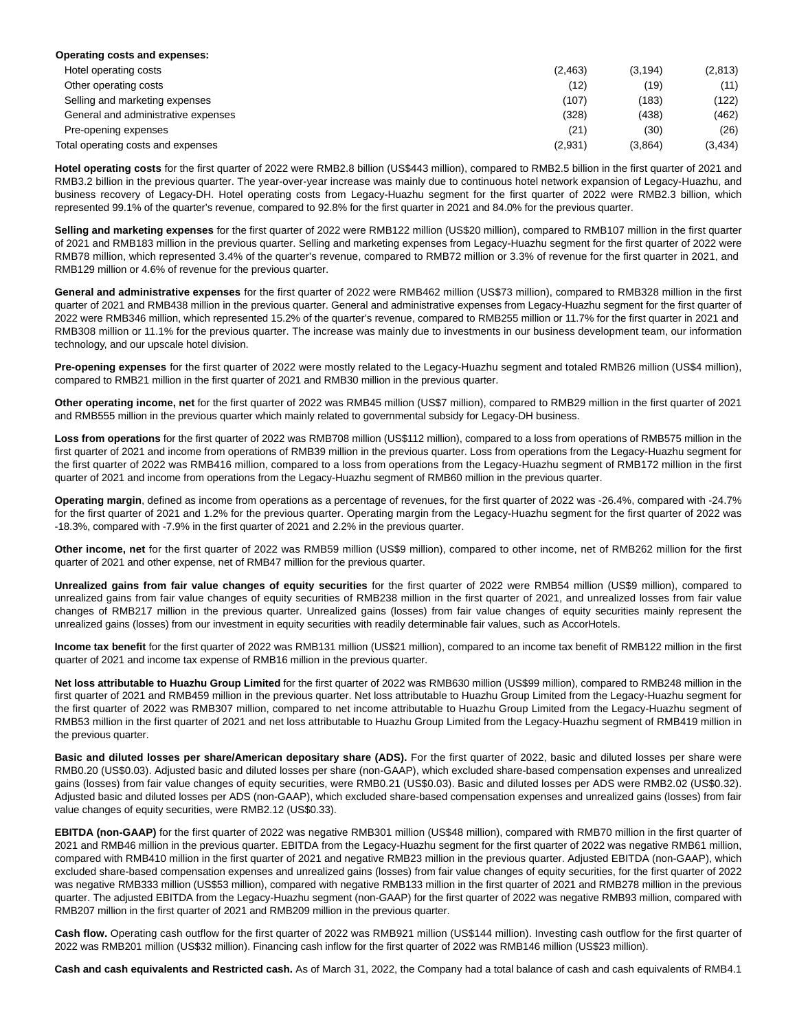| Operating costs and expenses: | | | |
| --- | --- | --- | --- |
| Hotel operating costs | (2,463) | (3,194) | (2,813) |
| Other operating costs | (12) | (19) | (11) |
| Selling and marketing expenses | (107) | (183) | (122) |
| General and administrative expenses | (328) | (438) | (462) |
| Pre-opening expenses | (21) | (30) | (26) |
| Total operating costs and expenses | (2,931) | (3,864) | (3,434) |

**Hotel operating costs** for the first quarter of 2022 were RMB2.8 billion (US$443 million), compared to RMB2.5 billion in the first quarter of 2021 and RMB3.2 billion in the previous quarter. The year-over-year increase was mainly due to continuous hotel network expansion of Legacy-Huazhu, and business recovery of Legacy-DH. Hotel operating costs from Legacy-Huazhu segment for the first quarter of 2022 were RMB2.3 billion, which represented 99.1% of the quarter's revenue, compared to 92.8% for the first quarter in 2021 and 84.0% for the previous quarter.

**Selling and marketing expenses** for the first quarter of 2022 were RMB122 million (US$20 million), compared to RMB107 million in the first quarter of 2021 and RMB183 million in the previous quarter. Selling and marketing expenses from Legacy-Huazhu segment for the first quarter of 2022 were RMB78 million, which represented 3.4% of the quarter's revenue, compared to RMB72 million or 3.3% of revenue for the first quarter in 2021, and RMB129 million or 4.6% of revenue for the previous quarter.

**General and administrative expenses** for the first quarter of 2022 were RMB462 million (US$73 million), compared to RMB328 million in the first quarter of 2021 and RMB438 million in the previous quarter. General and administrative expenses from Legacy-Huazhu segment for the first quarter of 2022 were RMB346 million, which represented 15.2% of the quarter's revenue, compared to RMB255 million or 11.7% for the first quarter in 2021 and RMB308 million or 11.1% for the previous quarter. The increase was mainly due to investments in our business development team, our information technology, and our upscale hotel division.

**Pre-opening expenses** for the first quarter of 2022 were mostly related to the Legacy-Huazhu segment and totaled RMB26 million (US$4 million), compared to RMB21 million in the first quarter of 2021 and RMB30 million in the previous quarter.

**Other operating income, net** for the first quarter of 2022 was RMB45 million (US$7 million), compared to RMB29 million in the first quarter of 2021 and RMB555 million in the previous quarter which mainly related to governmental subsidy for Legacy-DH business.

**Loss from operations** for the first quarter of 2022 was RMB708 million (US$112 million), compared to a loss from operations of RMB575 million in the first quarter of 2021 and income from operations of RMB39 million in the previous quarter. Loss from operations from the Legacy-Huazhu segment for the first quarter of 2022 was RMB416 million, compared to a loss from operations from the Legacy-Huazhu segment of RMB172 million in the first quarter of 2021 and income from operations from the Legacy-Huazhu segment of RMB60 million in the previous quarter.

**Operating margin**, defined as income from operations as a percentage of revenues, for the first quarter of 2022 was -26.4%, compared with -24.7% for the first quarter of 2021 and 1.2% for the previous quarter. Operating margin from the Legacy-Huazhu segment for the first quarter of 2022 was -18.3%, compared with -7.9% in the first quarter of 2021 and 2.2% in the previous quarter.

**Other income, net** for the first quarter of 2022 was RMB59 million (US$9 million), compared to other income, net of RMB262 million for the first quarter of 2021 and other expense, net of RMB47 million for the previous quarter.

**Unrealized gains from fair value changes of equity securities** for the first quarter of 2022 were RMB54 million (US$9 million), compared to unrealized gains from fair value changes of equity securities of RMB238 million in the first quarter of 2021, and unrealized losses from fair value changes of RMB217 million in the previous quarter. Unrealized gains (losses) from fair value changes of equity securities mainly represent the unrealized gains (losses) from our investment in equity securities with readily determinable fair values, such as AccorHotels.

**Income tax benefit** for the first quarter of 2022 was RMB131 million (US$21 million), compared to an income tax benefit of RMB122 million in the first quarter of 2021 and income tax expense of RMB16 million in the previous quarter.

**Net loss attributable to Huazhu Group Limited** for the first quarter of 2022 was RMB630 million (US$99 million), compared to RMB248 million in the first quarter of 2021 and RMB459 million in the previous quarter. Net loss attributable to Huazhu Group Limited from the Legacy-Huazhu segment for the first quarter of 2022 was RMB307 million, compared to net income attributable to Huazhu Group Limited from the Legacy-Huazhu segment of RMB53 million in the first quarter of 2021 and net loss attributable to Huazhu Group Limited from the Legacy-Huazhu segment of RMB419 million in the previous quarter.

**Basic and diluted losses per share/American depositary share (ADS).** For the first quarter of 2022, basic and diluted losses per share were RMB0.20 (US$0.03). Adjusted basic and diluted losses per share (non-GAAP), which excluded share-based compensation expenses and unrealized gains (losses) from fair value changes of equity securities, were RMB0.21 (US$0.03). Basic and diluted losses per ADS were RMB2.02 (US$0.32). Adjusted basic and diluted losses per ADS (non-GAAP), which excluded share-based compensation expenses and unrealized gains (losses) from fair value changes of equity securities, were RMB2.12 (US$0.33).

**EBITDA (non-GAAP)** for the first quarter of 2022 was negative RMB301 million (US$48 million), compared with RMB70 million in the first quarter of 2021 and RMB46 million in the previous quarter. EBITDA from the Legacy-Huazhu segment for the first quarter of 2022 was negative RMB61 million, compared with RMB410 million in the first quarter of 2021 and negative RMB23 million in the previous quarter. Adjusted EBITDA (non-GAAP), which excluded share-based compensation expenses and unrealized gains (losses) from fair value changes of equity securities, for the first quarter of 2022 was negative RMB333 million (US$53 million), compared with negative RMB133 million in the first quarter of 2021 and RMB278 million in the previous quarter. The adjusted EBITDA from the Legacy-Huazhu segment (non-GAAP) for the first quarter of 2022 was negative RMB93 million, compared with RMB207 million in the first quarter of 2021 and RMB209 million in the previous quarter.

**Cash flow.** Operating cash outflow for the first quarter of 2022 was RMB921 million (US$144 million). Investing cash outflow for the first quarter of 2022 was RMB201 million (US$32 million). Financing cash inflow for the first quarter of 2022 was RMB146 million (US$23 million).

**Cash and cash equivalents and Restricted cash.** As of March 31, 2022, the Company had a total balance of cash and cash equivalents of RMB4.1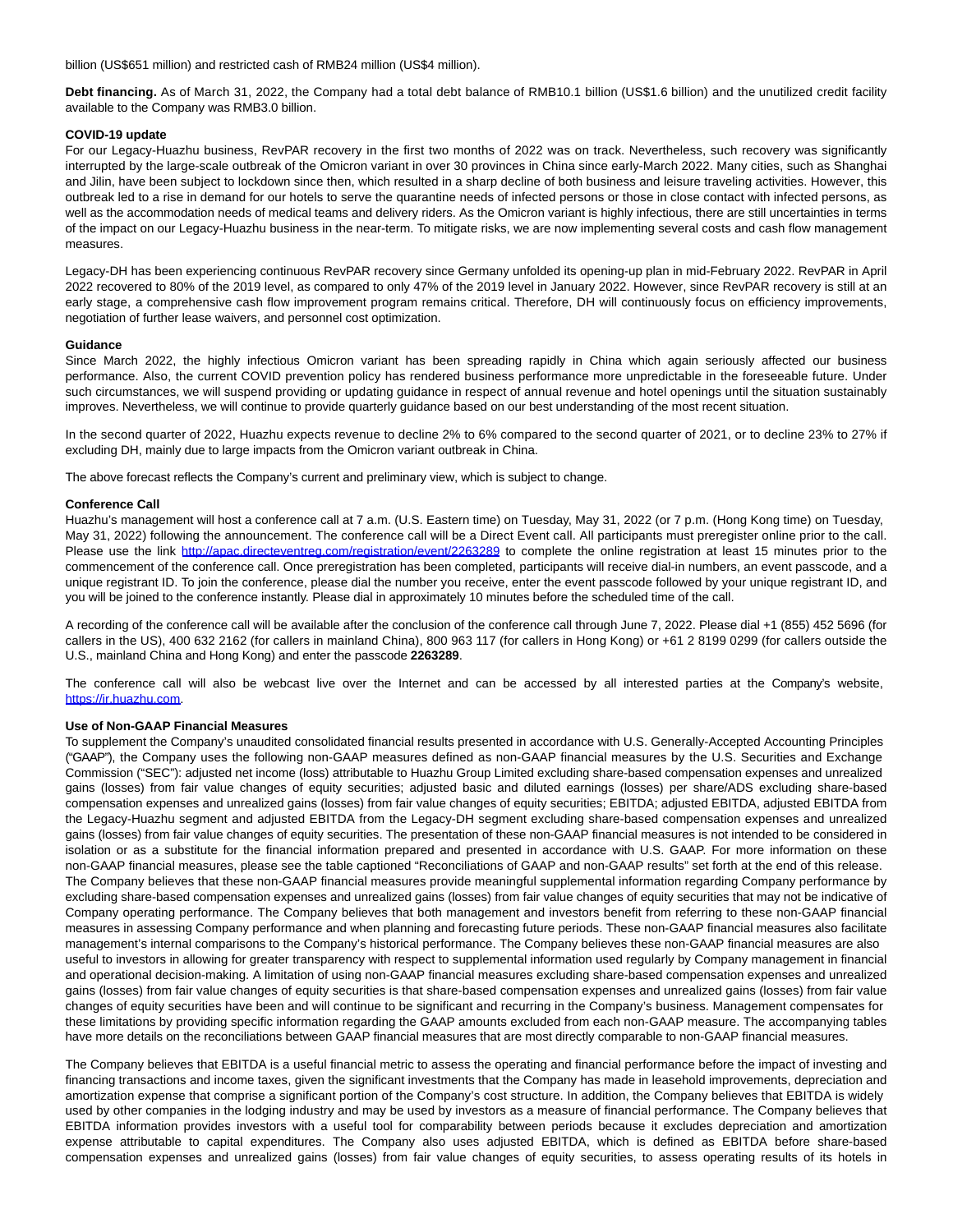billion (US$651 million) and restricted cash of RMB24 million (US$4 million).

**Debt financing.** As of March 31, 2022, the Company had a total debt balance of RMB10.1 billion (US$1.6 billion) and the unutilized credit facility available to the Company was RMB3.0 billion.

**COVID-19 update**

For our Legacy-Huazhu business, RevPAR recovery in the first two months of 2022 was on track. Nevertheless, such recovery was significantly interrupted by the large-scale outbreak of the Omicron variant in over 30 provinces in China since early-March 2022. Many cities, such as Shanghai and Jilin, have been subject to lockdown since then, which resulted in a sharp decline of both business and leisure traveling activities. However, this outbreak led to a rise in demand for our hotels to serve the quarantine needs of infected persons or those in close contact with infected persons, as well as the accommodation needs of medical teams and delivery riders. As the Omicron variant is highly infectious, there are still uncertainties in terms of the impact on our Legacy-Huazhu business in the near-term. To mitigate risks, we are now implementing several costs and cash flow management measures.

Legacy-DH has been experiencing continuous RevPAR recovery since Germany unfolded its opening-up plan in mid-February 2022. RevPAR in April 2022 recovered to 80% of the 2019 level, as compared to only 47% of the 2019 level in January 2022. However, since RevPAR recovery is still at an early stage, a comprehensive cash flow improvement program remains critical. Therefore, DH will continuously focus on efficiency improvements, negotiation of further lease waivers, and personnel cost optimization.

**Guidance**

Since March 2022, the highly infectious Omicron variant has been spreading rapidly in China which again seriously affected our business performance. Also, the current COVID prevention policy has rendered business performance more unpredictable in the foreseeable future. Under such circumstances, we will suspend providing or updating guidance in respect of annual revenue and hotel openings until the situation sustainably improves. Nevertheless, we will continue to provide quarterly guidance based on our best understanding of the most recent situation.

In the second quarter of 2022, Huazhu expects revenue to decline 2% to 6% compared to the second quarter of 2021, or to decline 23% to 27% if excluding DH, mainly due to large impacts from the Omicron variant outbreak in China.

The above forecast reflects the Company's current and preliminary view, which is subject to change.

**Conference Call**

Huazhu's management will host a conference call at 7 a.m. (U.S. Eastern time) on Tuesday, May 31, 2022 (or 7 p.m. (Hong Kong time) on Tuesday, May 31, 2022) following the announcement. The conference call will be a Direct Event call. All participants must preregister online prior to the call. Please use the link http://apac.directeventreg.com/registration/event/2263289 to complete the online registration at least 15 minutes prior to the commencement of the conference call. Once preregistration has been completed, participants will receive dial-in numbers, an event passcode, and a unique registrant ID. To join the conference, please dial the number you receive, enter the event passcode followed by your unique registrant ID, and you will be joined to the conference instantly. Please dial in approximately 10 minutes before the scheduled time of the call.

A recording of the conference call will be available after the conclusion of the conference call through June 7, 2022. Please dial +1 (855) 452 5696 (for callers in the US), 400 632 2162 (for callers in mainland China), 800 963 117 (for callers in Hong Kong) or +61 2 8199 0299 (for callers outside the U.S., mainland China and Hong Kong) and enter the passcode **2263289**.

The conference call will also be webcast live over the Internet and can be accessed by all interested parties at the Company's website, https://ir.huazhu.com.

**Use of Non-GAAP Financial Measures**

To supplement the Company's unaudited consolidated financial results presented in accordance with U.S. Generally-Accepted Accounting Principles ("GAAP"), the Company uses the following non-GAAP measures defined as non-GAAP financial measures by the U.S. Securities and Exchange Commission ("SEC"): adjusted net income (loss) attributable to Huazhu Group Limited excluding share-based compensation expenses and unrealized gains (losses) from fair value changes of equity securities; adjusted basic and diluted earnings (losses) per share/ADS excluding share-based compensation expenses and unrealized gains (losses) from fair value changes of equity securities; EBITDA; adjusted EBITDA, adjusted EBITDA from the Legacy-Huazhu segment and adjusted EBITDA from the Legacy-DH segment excluding share-based compensation expenses and unrealized gains (losses) from fair value changes of equity securities. The presentation of these non-GAAP financial measures is not intended to be considered in isolation or as a substitute for the financial information prepared and presented in accordance with U.S. GAAP. For more information on these non-GAAP financial measures, please see the table captioned "Reconciliations of GAAP and non-GAAP results" set forth at the end of this release. The Company believes that these non-GAAP financial measures provide meaningful supplemental information regarding Company performance by excluding share-based compensation expenses and unrealized gains (losses) from fair value changes of equity securities that may not be indicative of Company operating performance. The Company believes that both management and investors benefit from referring to these non-GAAP financial measures in assessing Company performance and when planning and forecasting future periods. These non-GAAP financial measures also facilitate management's internal comparisons to the Company's historical performance. The Company believes these non-GAAP financial measures are also useful to investors in allowing for greater transparency with respect to supplemental information used regularly by Company management in financial and operational decision-making. A limitation of using non-GAAP financial measures excluding share-based compensation expenses and unrealized gains (losses) from fair value changes of equity securities is that share-based compensation expenses and unrealized gains (losses) from fair value changes of equity securities have been and will continue to be significant and recurring in the Company's business. Management compensates for these limitations by providing specific information regarding the GAAP amounts excluded from each non-GAAP measure. The accompanying tables have more details on the reconciliations between GAAP financial measures that are most directly comparable to non-GAAP financial measures.

The Company believes that EBITDA is a useful financial metric to assess the operating and financial performance before the impact of investing and financing transactions and income taxes, given the significant investments that the Company has made in leasehold improvements, depreciation and amortization expense that comprise a significant portion of the Company's cost structure. In addition, the Company believes that EBITDA is widely used by other companies in the lodging industry and may be used by investors as a measure of financial performance. The Company believes that EBITDA information provides investors with a useful tool for comparability between periods because it excludes depreciation and amortization expense attributable to capital expenditures. The Company also uses adjusted EBITDA, which is defined as EBITDA before share-based compensation expenses and unrealized gains (losses) from fair value changes of equity securities, to assess operating results of its hotels in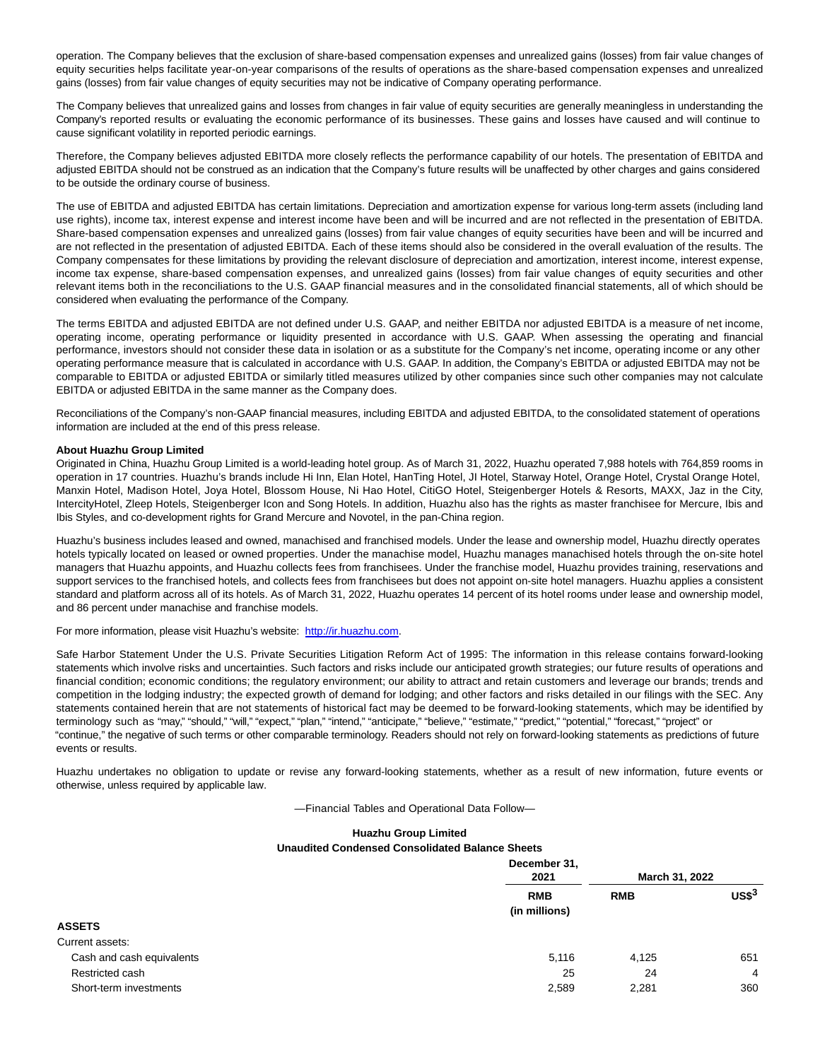operation. The Company believes that the exclusion of share-based compensation expenses and unrealized gains (losses) from fair value changes of equity securities helps facilitate year-on-year comparisons of the results of operations as the share-based compensation expenses and unrealized gains (losses) from fair value changes of equity securities may not be indicative of Company operating performance.

The Company believes that unrealized gains and losses from changes in fair value of equity securities are generally meaningless in understanding the Company's reported results or evaluating the economic performance of its businesses. These gains and losses have caused and will continue to cause significant volatility in reported periodic earnings.

Therefore, the Company believes adjusted EBITDA more closely reflects the performance capability of our hotels. The presentation of EBITDA and adjusted EBITDA should not be construed as an indication that the Company's future results will be unaffected by other charges and gains considered to be outside the ordinary course of business.

The use of EBITDA and adjusted EBITDA has certain limitations. Depreciation and amortization expense for various long-term assets (including land use rights), income tax, interest expense and interest income have been and will be incurred and are not reflected in the presentation of EBITDA. Share-based compensation expenses and unrealized gains (losses) from fair value changes of equity securities have been and will be incurred and are not reflected in the presentation of adjusted EBITDA. Each of these items should also be considered in the overall evaluation of the results. The Company compensates for these limitations by providing the relevant disclosure of depreciation and amortization, interest income, interest expense, income tax expense, share-based compensation expenses, and unrealized gains (losses) from fair value changes of equity securities and other relevant items both in the reconciliations to the U.S. GAAP financial measures and in the consolidated financial statements, all of which should be considered when evaluating the performance of the Company.

The terms EBITDA and adjusted EBITDA are not defined under U.S. GAAP, and neither EBITDA nor adjusted EBITDA is a measure of net income, operating income, operating performance or liquidity presented in accordance with U.S. GAAP. When assessing the operating and financial performance, investors should not consider these data in isolation or as a substitute for the Company's net income, operating income or any other operating performance measure that is calculated in accordance with U.S. GAAP. In addition, the Company's EBITDA or adjusted EBITDA may not be comparable to EBITDA or adjusted EBITDA or similarly titled measures utilized by other companies since such other companies may not calculate EBITDA or adjusted EBITDA in the same manner as the Company does.

Reconciliations of the Company's non-GAAP financial measures, including EBITDA and adjusted EBITDA, to the consolidated statement of operations information are included at the end of this press release.

**About Huazhu Group Limited**

Originated in China, Huazhu Group Limited is a world-leading hotel group. As of March 31, 2022, Huazhu operated 7,988 hotels with 764,859 rooms in operation in 17 countries. Huazhu's brands include Hi Inn, Elan Hotel, HanTing Hotel, JI Hotel, Starway Hotel, Orange Hotel, Crystal Orange Hotel, Manxin Hotel, Madison Hotel, Joya Hotel, Blossom House, Ni Hao Hotel, CitiGO Hotel, Steigenberger Hotels & Resorts, MAXX, Jaz in the City, IntercityHotel, Zleep Hotels, Steigenberger Icon and Song Hotels. In addition, Huazhu also has the rights as master franchisee for Mercure, Ibis and Ibis Styles, and co-development rights for Grand Mercure and Novotel, in the pan-China region.

Huazhu's business includes leased and owned, manachised and franchised models. Under the lease and ownership model, Huazhu directly operates hotels typically located on leased or owned properties. Under the manachise model, Huazhu manages manachised hotels through the on-site hotel managers that Huazhu appoints, and Huazhu collects fees from franchisees. Under the franchise model, Huazhu provides training, reservations and support services to the franchised hotels, and collects fees from franchisees but does not appoint on-site hotel managers. Huazhu applies a consistent standard and platform across all of its hotels. As of March 31, 2022, Huazhu operates 14 percent of its hotel rooms under lease and ownership model, and 86 percent under manachise and franchise models.

For more information, please visit Huazhu's website: http://ir.huazhu.com.

Safe Harbor Statement Under the U.S. Private Securities Litigation Reform Act of 1995: The information in this release contains forward-looking statements which involve risks and uncertainties. Such factors and risks include our anticipated growth strategies; our future results of operations and financial condition; economic conditions; the regulatory environment; our ability to attract and retain customers and leverage our brands; trends and competition in the lodging industry; the expected growth of demand for lodging; and other factors and risks detailed in our filings with the SEC. Any statements contained herein that are not statements of historical fact may be deemed to be forward-looking statements, which may be identified by terminology such as "may," "should," "will," "expect," "plan," "intend," "anticipate," "believe," "estimate," "predict," "potential," "forecast," "project" or "continue," the negative of such terms or other comparable terminology. Readers should not rely on forward-looking statements as predictions of future events or results.

Huazhu undertakes no obligation to update or revise any forward-looking statements, whether as a result of new information, future events or otherwise, unless required by applicable law.

—Financial Tables and Operational Data Follow—

**Huazhu Group Limited**
**Unaudited Condensed Consolidated Balance Sheets**

| | December 31, 2021 | March 31, 2022 | |
|---|---|---|---|
| | RMB (in millions) | RMB | US$[3] |
| **ASSETS** | | | |
| Current assets: | | | |
| Cash and cash equivalents | 5,116 | 4,125 | 651 |
| Restricted cash | 25 | 24 | 4 |
| Short-term investments | 2,589 | 2,281 | 360 |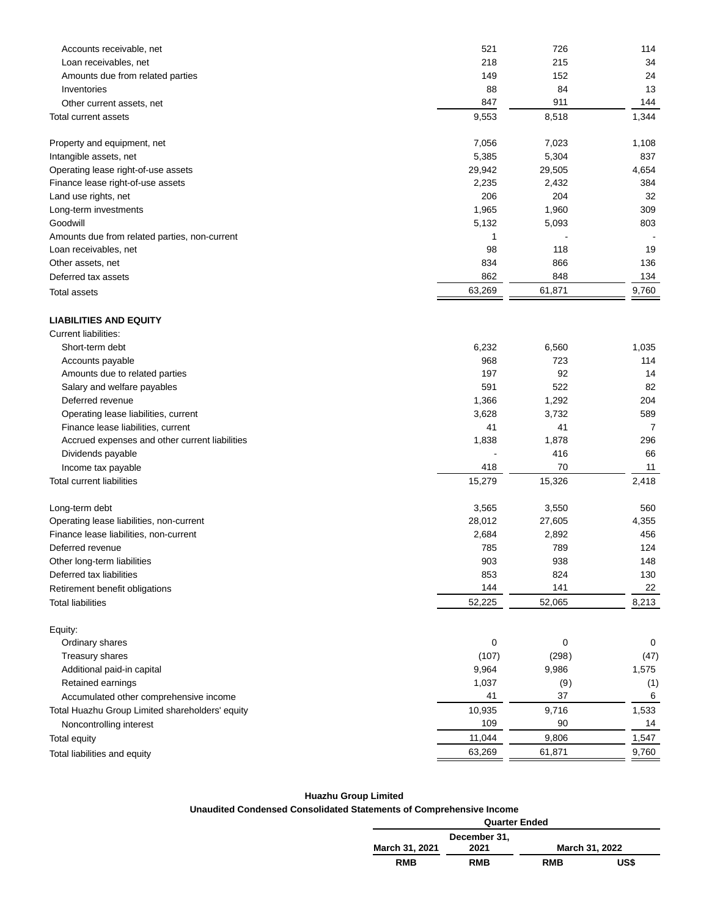| | | | |
|---|---|---|---|
| Accounts receivable, net | 521 | 726 | 114 |
| Loan receivables, net | 218 | 215 | 34 |
| Amounts due from related parties | 149 | 152 | 24 |
| Inventories | 88 | 84 | 13 |
| Other current assets, net | 847 | 911 | 144 |
| Total current assets | 9,553 | 8,518 | 1,344 |
| | | | |
| Property and equipment, net | 7,056 | 7,023 | 1,108 |
| Intangible assets, net | 5,385 | 5,304 | 837 |
| Operating lease right-of-use assets | 29,942 | 29,505 | 4,654 |
| Finance lease right-of-use assets | 2,235 | 2,432 | 384 |
| Land use rights, net | 206 | 204 | 32 |
| Long-term investments | 1,965 | 1,960 | 309 |
| Goodwill | 5,132 | 5,093 | 803 |
| Amounts due from related parties, non-current | 1 | - | - |
| Loan receivables, net | 98 | 118 | 19 |
| Other assets, net | 834 | 866 | 136 |
| Deferred tax assets | 862 | 848 | 134 |
| Total assets | 63,269 | 61,871 | 9,760 |
| | | | |
| **LIABILITIES AND EQUITY** | | | |
| Current liabilities: | | | |
| Short-term debt | 6,232 | 6,560 | 1,035 |
| Accounts payable | 968 | 723 | 114 |
| Amounts due to related parties | 197 | 92 | 14 |
| Salary and welfare payables | 591 | 522 | 82 |
| Deferred revenue | 1,366 | 1,292 | 204 |
| Operating lease liabilities, current | 3,628 | 3,732 | 589 |
| Finance lease liabilities, current | 41 | 41 | 7 |
| Accrued expenses and other current liabilities | 1,838 | 1,878 | 296 |
| Dividends payable | - | 416 | 66 |
| Income tax payable | 418 | 70 | 11 |
| Total current liabilities | 15,279 | 15,326 | 2,418 |
| | | | |
| Long-term debt | 3,565 | 3,550 | 560 |
| Operating lease liabilities, non-current | 28,012 | 27,605 | 4,355 |
| Finance lease liabilities, non-current | 2,684 | 2,892 | 456 |
| Deferred revenue | 785 | 789 | 124 |
| Other long-term liabilities | 903 | 938 | 148 |
| Deferred tax liabilities | 853 | 824 | 130 |
| Retirement benefit obligations | 144 | 141 | 22 |
| Total liabilities | 52,225 | 52,065 | 8,213 |
| | | | |
| Equity: | | | |
| Ordinary shares | 0 | 0 | 0 |
| Treasury shares | (107) | (298) | (47) |
| Additional paid-in capital | 9,964 | 9,986 | 1,575 |
| Retained earnings | 1,037 | (9) | (1) |
| Accumulated other comprehensive income | 41 | 37 | 6 |
| Total Huazhu Group Limited shareholders' equity | 10,935 | 9,716 | 1,533 |
| Noncontrolling interest | 109 | 90 | 14 |
| Total equity | 11,044 | 9,806 | 1,547 |
| Total liabilities and equity | 63,269 | 61,871 | 9,760 |

**Huazhu Group Limited**

**Unaudited Condensed Consolidated Statements of Comprehensive Income**

| | Quarter Ended | | | |
|---|---|---|---|---|
| | March 31, 2021 | December 31, 2021 | March 31, 2022 | |
| | RMB | RMB | RMB | US$ |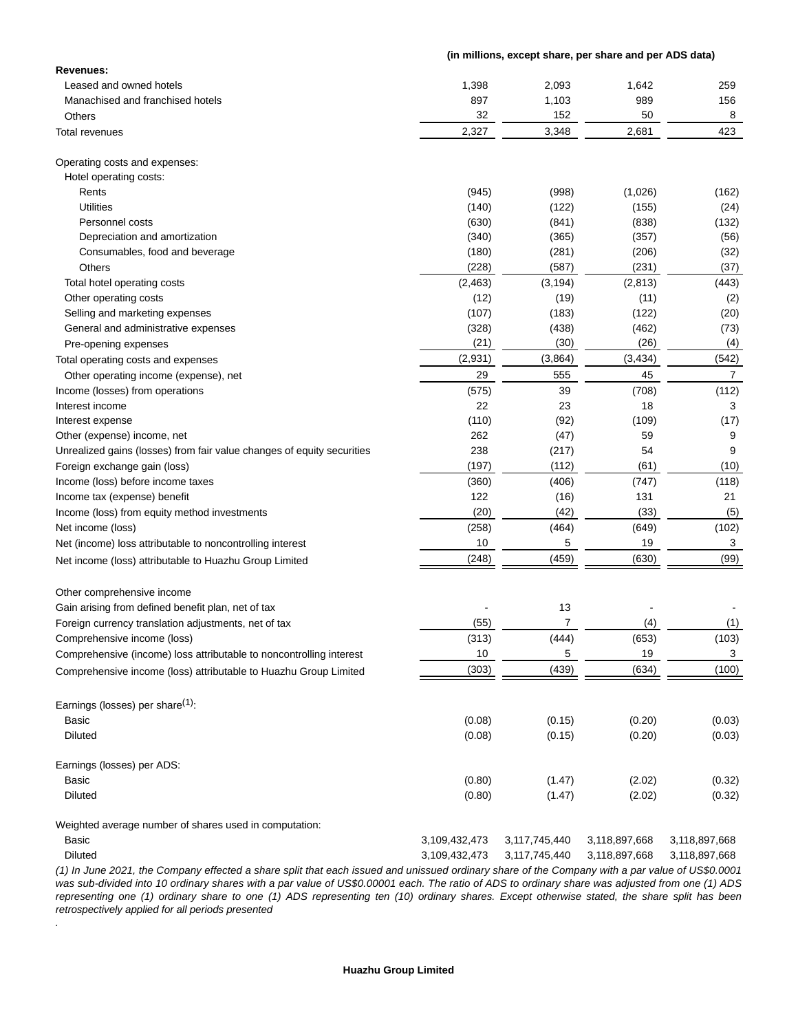| | (in millions, except share, per share and per ADS data) | | | |
|---|---|---|---|---|
| **Revenues:** | | | | |
| Leased and owned hotels | 1,398 | 2,093 | 1,642 | 259 |
| Manachised and franchised hotels | 897 | 1,103 | 989 | 156 |
| Others | 32 | 152 | 50 | 8 |
| Total revenues | 2,327 | 3,348 | 2,681 | 423 |
| | | | | |
| Operating costs and expenses: | | | | |
| Hotel operating costs: | | | | |
| Rents | (945) | (998) | (1,026) | (162) |
| Utilities | (140) | (122) | (155) | (24) |
| Personnel costs | (630) | (841) | (838) | (132) |
| Depreciation and amortization | (340) | (365) | (357) | (56) |
| Consumables, food and beverage | (180) | (281) | (206) | (32) |
| Others | (228) | (587) | (231) | (37) |
| Total hotel operating costs | (2,463) | (3,194) | (2,813) | (443) |
| Other operating costs | (12) | (19) | (11) | (2) |
| Selling and marketing expenses | (107) | (183) | (122) | (20) |
| General and administrative expenses | (328) | (438) | (462) | (73) |
| Pre-opening expenses | (21) | (30) | (26) | (4) |
| Total operating costs and expenses | (2,931) | (3,864) | (3,434) | (542) |
| Other operating income (expense), net | 29 | 555 | 45 | 7 |
| Income (losses) from operations | (575) | 39 | (708) | (112) |
| Interest income | 22 | 23 | 18 | 3 |
| Interest expense | (110) | (92) | (109) | (17) |
| Other (expense) income, net | 262 | (47) | 59 | 9 |
| Unrealized gains (losses) from fair value changes of equity securities | 238 | (217) | 54 | 9 |
| Foreign exchange gain (loss) | (197) | (112) | (61) | (10) |
| Income (loss) before income taxes | (360) | (406) | (747) | (118) |
| Income tax (expense) benefit | 122 | (16) | 131 | 21 |
| Income (loss) from equity method investments | (20) | (42) | (33) | (5) |
| Net income (loss) | (258) | (464) | (649) | (102) |
| Net (income) loss attributable to noncontrolling interest | 10 | 5 | 19 | 3 |
| Net income (loss) attributable to Huazhu Group Limited | (248) | (459) | (630) | (99) |
| | | | | |
| Other comprehensive income | | | | |
| Gain arising from defined benefit plan, net of tax | - | 13 | - | - |
| Foreign currency translation adjustments, net of tax | (55) | 7 | (4) | (1) |
| Comprehensive income (loss) | (313) | (444) | (653) | (103) |
| Comprehensive (income) loss attributable to noncontrolling interest | 10 | 5 | 19 | 3 |
| Comprehensive income (loss) attributable to Huazhu Group Limited | (303) | (439) | (634) | (100) |
| | | | | |
| Earnings (losses) per share(1): | | | | |
| Basic | (0.08) | (0.15) | (0.20) | (0.03) |
| Diluted | (0.08) | (0.15) | (0.20) | (0.03) |
| | | | | |
| Earnings (losses) per ADS: | | | | |
| Basic | (0.80) | (1.47) | (2.02) | (0.32) |
| Diluted | (0.80) | (1.47) | (2.02) | (0.32) |
| | | | | |
| Weighted average number of shares used in computation: | | | | |
| Basic | 3,109,432,473 | 3,117,745,440 | 3,118,897,668 | 3,118,897,668 |
| Diluted | 3,109,432,473 | 3,117,745,440 | 3,118,897,668 | 3,118,897,668 |

*(1) In June 2021, the Company effected a share split that each issued and unissued ordinary share of the Company with a par value of US$0.0001 was sub-divided into 10 ordinary shares with a par value of US$0.00001 each. The ratio of ADS to ordinary share was adjusted from one (1) ADS representing one (1) ordinary share to one (1) ADS representing ten (10) ordinary shares. Except otherwise stated, the share split has been retrospectively applied for all periods presented*

.

**Huazhu Group Limited**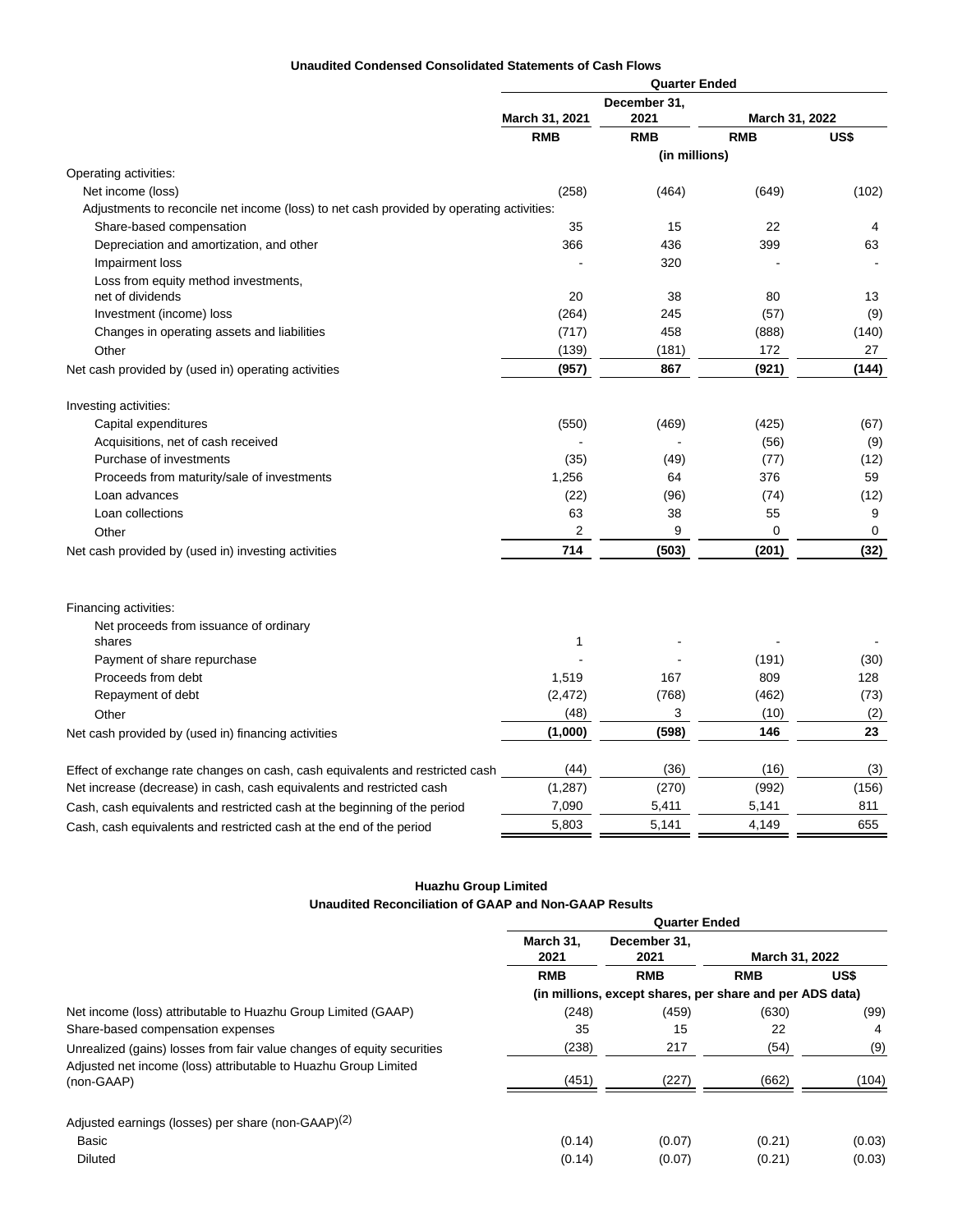**Unaudited Condensed Consolidated Statements of Cash Flows**

| | Quarter Ended | | | |
|---|---|---|---|---|
| | March 31, 2021 | December 31, 2021 | March 31, 2022 | |
| | RMB | RMB | RMB | US$ |
| | (in millions) | | | |
| Operating activities: | | | | |
| Net income (loss) | (258) | (464) | (649) | (102) |
| Adjustments to reconcile net income (loss) to net cash provided by operating activities: | | | | |
| Share-based compensation | 35 | 15 | 22 | 4 |
| Depreciation and amortization, and other | 366 | 436 | 399 | 63 |
| Impairment loss | - | 320 | - | - |
| Loss from equity method investments, net of dividends | 20 | 38 | 80 | 13 |
| Investment (income) loss | (264) | 245 | (57) | (9) |
| Changes in operating assets and liabilities | (717) | 458 | (888) | (140) |
| Other | (139) | (181) | 172 | 27 |
| Net cash provided by (used in) operating activities | **(957)** | **867** | **(921)** | **(144)** |
| Investing activities: | | | | |
| Capital expenditures | (550) | (469) | (425) | (67) |
| Acquisitions, net of cash received | - | - | (56) | (9) |
| Purchase of investments | (35) | (49) | (77) | (12) |
| Proceeds from maturity/sale of investments | 1,256 | 64 | 376 | 59 |
| Loan advances | (22) | (96) | (74) | (12) |
| Loan collections | 63 | 38 | 55 | 9 |
| Other | 2 | 9 | 0 | 0 |
| Net cash provided by (used in) investing activities | **714** | **(503)** | **(201)** | **(32)** |
| Financing activities: | | | | |
| Net proceeds from issuance of ordinary shares | 1 | - | - | - |
| Payment of share repurchase | - | - | (191) | (30) |
| Proceeds from debt | 1,519 | 167 | 809 | 128 |
| Repayment of debt | (2,472) | (768) | (462) | (73) |
| Other | (48) | 3 | (10) | (2) |
| Net cash provided by (used in) financing activities | **(1,000)** | **(598)** | **146** | **23** |
| Effect of exchange rate changes on cash, cash equivalents and restricted cash | (44) | (36) | (16) | (3) |
| Net increase (decrease) in cash, cash equivalents and restricted cash | (1,287) | (270) | (992) | (156) |
| Cash, cash equivalents and restricted cash at the beginning of the period | 7,090 | 5,411 | 5,141 | 811 |
| Cash, cash equivalents and restricted cash at the end of the period | 5,803 | 5,141 | 4,149 | 655 |

**Huazhu Group Limited**
**Unaudited Reconciliation of GAAP and Non-GAAP Results**

| | Quarter Ended | | | |
|---|---|---|---|---|
| | March 31, 2021 | December 31, 2021 | March 31, 2022 | |
| | RMB | RMB | RMB | US$ |
| | (in millions, except shares, per share and per ADS data) | | | |
| Net income (loss) attributable to Huazhu Group Limited (GAAP) | (248) | (459) | (630) | (99) |
| Share-based compensation expenses | 35 | 15 | 22 | 4 |
| Unrealized (gains) losses from fair value changes of equity securities | (238) | 217 | (54) | (9) |
| Adjusted net income (loss) attributable to Huazhu Group Limited (non-GAAP) | (451) | (227) | (662) | (104) |
| Adjusted earnings (losses) per share (non-GAAP)[(2)] | | | | |
| Basic | (0.14) | (0.07) | (0.21) | (0.03) |
| Diluted | (0.14) | (0.07) | (0.21) | (0.03) |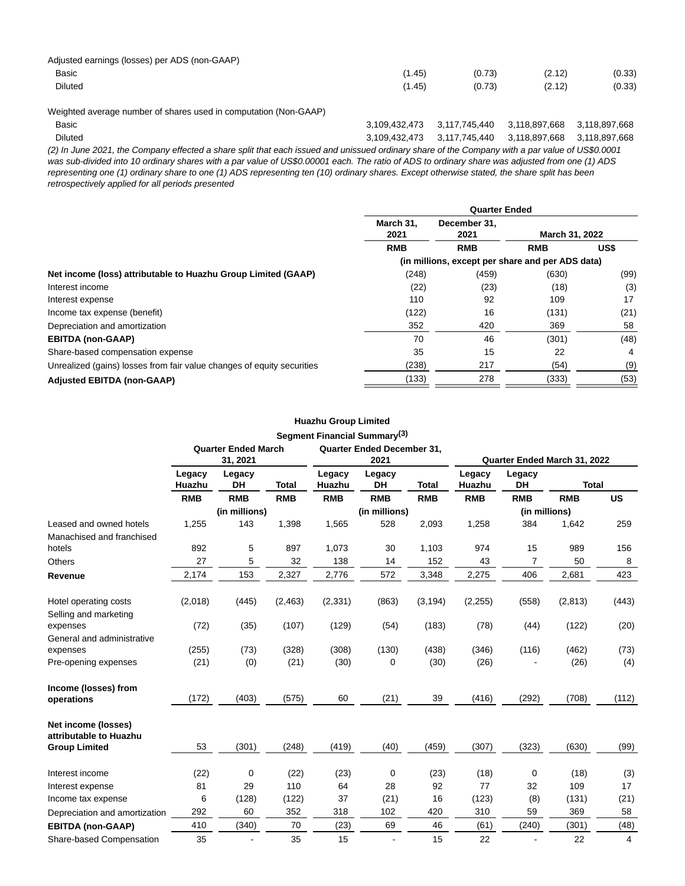| | | | | |
|---|---|---|---|---|
| Adjusted earnings (losses) per ADS (non-GAAP) | | | | |
| Basic | (1.45) | (0.73) | (2.12) | (0.33) |
| Diluted | (1.45) | (0.73) | (2.12) | (0.33) |
| | | | | |
| Weighted average number of shares used in computation (Non-GAAP) | | | | |
| Basic | 3,109,432,473 | 3,117,745,440 | 3,118,897,668 | 3,118,897,668 |
| Diluted | 3,109,432,473 | 3,117,745,440 | 3,118,897,668 | 3,118,897,668 |

*(2) In June 2021, the Company effected a share split that each issued and unissued ordinary share of the Company with a par value of US$0.0001 was sub-divided into 10 ordinary shares with a par value of US$0.00001 each. The ratio of ADS to ordinary share was adjusted from one (1) ADS representing one (1) ordinary share to one (1) ADS representing ten (10) ordinary shares. Except otherwise stated, the share split has been retrospectively applied for all periods presented*

| | Quarter Ended | | | |
|---|---|---|---|---|
| | March 31, 2021 | December 31, 2021 | March 31, 2022 | |
| | RMB | RMB | RMB | US$ |
| | (in millions, except per share and per ADS data) | | | |
| **Net income (loss) attributable to Huazhu Group Limited (GAAP)** | (248) | (459) | (630) | (99) |
| Interest income | (22) | (23) | (18) | (3) |
| Interest expense | 110 | 92 | 109 | 17 |
| Income tax expense (benefit) | (122) | 16 | (131) | (21) |
| Depreciation and amortization | 352 | 420 | 369 | 58 |
| **EBITDA (non-GAAP)** | 70 | 46 | (301) | (48) |
| Share-based compensation expense | 35 | 15 | 22 | 4 |
| Unrealized (gains) losses from fair value changes of equity securities | (238) | 217 | (54) | (9) |
| **Adjusted EBITDA (non-GAAP)** | (133) | 278 | (333) | (53) |

**Huazhu Group Limited**

**Segment Financial Summary(3)**

| | Quarter Ended March 31, 2021 | | | Quarter Ended December 31, 2021 | | | Quarter Ended March 31, 2022 | | | |
|---|---|---|---|---|---|---|---|---|---|---|
| | Legacy Huazhu | Legacy DH | Total | Legacy Huazhu | Legacy DH | Total | Legacy Huazhu | Legacy DH | Total | |
| | RMB | RMB | RMB | RMB | RMB | RMB | RMB | RMB | RMB | US |
| | | (in millions) | | | (in millions) | | | (in millions) | | |
| Leased and owned hotels | 1,255 | 143 | 1,398 | 1,565 | 528 | 2,093 | 1,258 | 384 | 1,642 | 259 |
| Manachised and franchised hotels | 892 | 5 | 897 | 1,073 | 30 | 1,103 | 974 | 15 | 989 | 156 |
| Others | 27 | 5 | 32 | 138 | 14 | 152 | 43 | 7 | 50 | 8 |
| **Revenue** | 2,174 | 153 | 2,327 | 2,776 | 572 | 3,348 | 2,275 | 406 | 2,681 | 423 |
| | | | | | | | | | | |
| Hotel operating costs | (2,018) | (445) | (2,463) | (2,331) | (863) | (3,194) | (2,255) | (558) | (2,813) | (443) |
| Selling and marketing expenses | (72) | (35) | (107) | (129) | (54) | (183) | (78) | (44) | (122) | (20) |
| General and administrative expenses | (255) | (73) | (328) | (308) | (130) | (438) | (346) | (116) | (462) | (73) |
| Pre-opening expenses | (21) | (0) | (21) | (30) | 0 | (30) | (26) | - | (26) | (4) |
| | | | | | | | | | | |
| **Income (losses) from operations** | (172) | (403) | (575) | 60 | (21) | 39 | (416) | (292) | (708) | (112) |
| | | | | | | | | | | |
| **Net income (losses) attributable to Huazhu Group Limited** | 53 | (301) | (248) | (419) | (40) | (459) | (307) | (323) | (630) | (99) |
| | | | | | | | | | | |
| Interest income | (22) | 0 | (22) | (23) | 0 | (23) | (18) | 0 | (18) | (3) |
| Interest expense | 81 | 29 | 110 | 64 | 28 | 92 | 77 | 32 | 109 | 17 |
| Income tax expense | 6 | (128) | (122) | 37 | (21) | 16 | (123) | (8) | (131) | (21) |
| Depreciation and amortization | 292 | 60 | 352 | 318 | 102 | 420 | 310 | 59 | 369 | 58 |
| **EBITDA (non-GAAP)** | 410 | (340) | 70 | (23) | 69 | 46 | (61) | (240) | (301) | (48) |
| Share-based Compensation | 35 | - | 35 | 15 | - | 15 | 22 | - | 22 | 4 |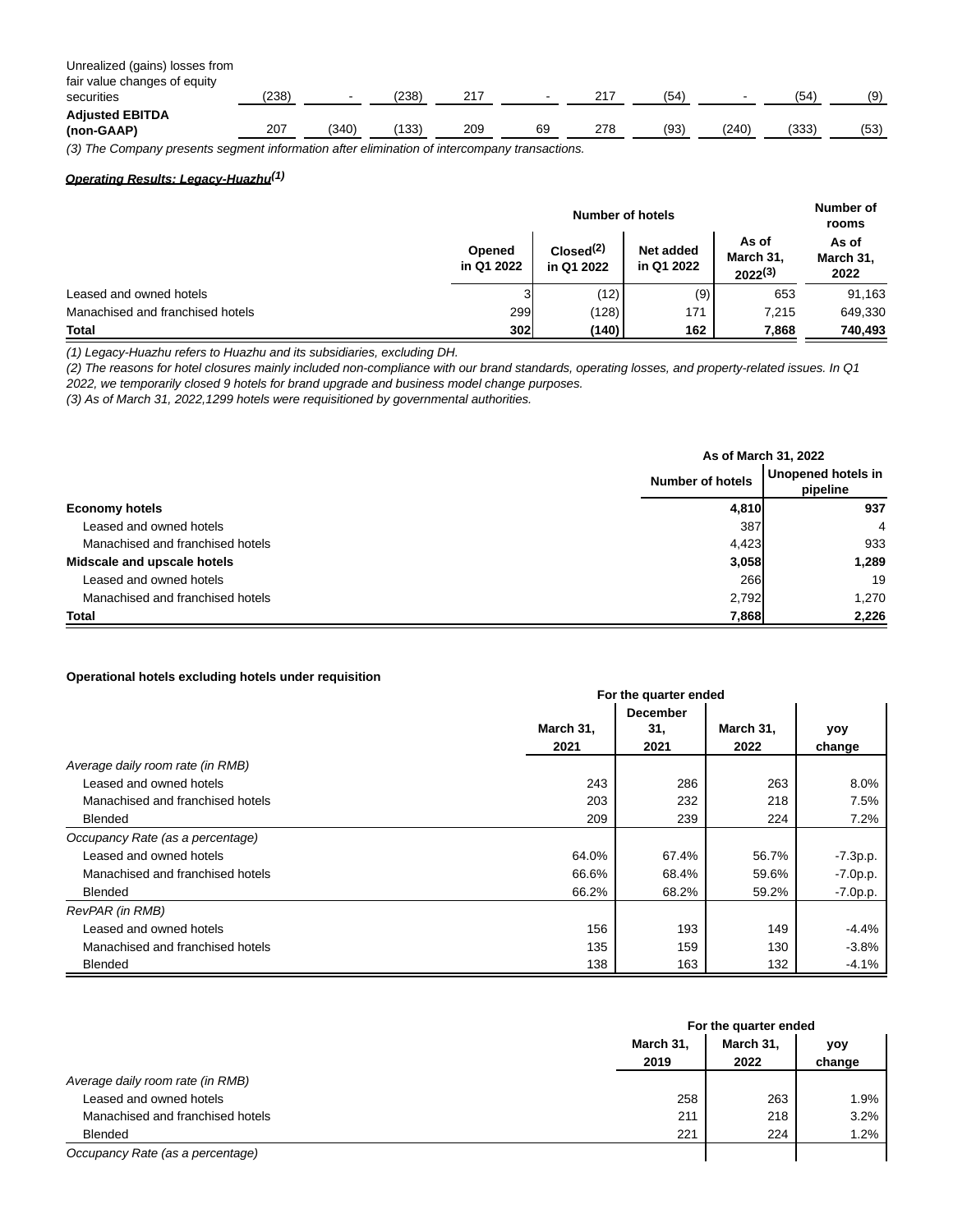| | | | | | | | | | |
|---|---|---|---|---|---|---|---|---|---|
| Unrealized (gains) losses from fair value changes of equity securities | (238) | - | (238) | 217 | - | 217 | (54) | - | (54) | (9) |
| **Adjusted EBITDA (non-GAAP)** | 207 | (340) | (133) | 209 | 69 | 278 | (93) | (240) | (333) | (53) |

*(3) The Company presents segment information after elimination of intercompany transactions.*

***Operating Results: Legacy-Huazhu(1)***

| | Number of hotels | | | | Number of rooms |
|---|---|---|---|---|---|
| | Opened in Q1 2022 | Closed(2) in Q1 2022 | Net added in Q1 2022 | As of March 31, 2022(3) | As of March 31, 2022 |
| Leased and owned hotels | 3 | (12) | (9) | 653 | 91,163 |
| Manachised and franchised hotels | 299 | (128) | 171 | 7,215 | 649,330 |
| **Total** | **302** | **(140)** | **162** | **7,868** | **740,493** |

*(1) Legacy-Huazhu refers to Huazhu and its subsidiaries, excluding DH.*

*(2) The reasons for hotel closures mainly included non-compliance with our brand standards, operating losses, and property-related issues. In Q1 2022, we temporarily closed 9 hotels for brand upgrade and business model change purposes.*

*(3) As of March 31, 2022,1299 hotels were requisitioned by governmental authorities.*

| | As of March 31, 2022 | |
|---|---|---|
| | Number of hotels | Unopened hotels in pipeline |
| **Economy hotels** | **4,810** | **937** |
| Leased and owned hotels | 387 | 4 |
| Manachised and franchised hotels | 4,423 | 933 |
| **Midscale and upscale hotels** | **3,058** | **1,289** |
| Leased and owned hotels | 266 | 19 |
| Manachised and franchised hotels | 2,792 | 1,270 |
| **Total** | **7,868** | **2,226** |

**Operational hotels excluding hotels under requisition**

| | For the quarter ended | | | |
|---|---|---|---|---|
| | March 31, 2021 | December 31, 2021 | March 31, 2022 | yoy change |
| *Average daily room rate (in RMB)* | | | | |
| Leased and owned hotels | 243 | 286 | 263 | 8.0% |
| Manachised and franchised hotels | 203 | 232 | 218 | 7.5% |
| Blended | 209 | 239 | 224 | 7.2% |
| *Occupancy Rate (as a percentage)* | | | | |
| Leased and owned hotels | 64.0% | 67.4% | 56.7% | -7.3p.p. |
| Manachised and franchised hotels | 66.6% | 68.4% | 59.6% | -7.0p.p. |
| Blended | 66.2% | 68.2% | 59.2% | -7.0p.p. |
| *RevPAR (in RMB)* | | | | |
| Leased and owned hotels | 156 | 193 | 149 | -4.4% |
| Manachised and franchised hotels | 135 | 159 | 130 | -3.8% |
| Blended | 138 | 163 | 132 | -4.1% |

| | For the quarter ended | | |
|---|---|---|---|
| | March 31, 2019 | March 31, 2022 | yoy change |
| *Average daily room rate (in RMB)* | | | |
| Leased and owned hotels | 258 | 263 | 1.9% |
| Manachised and franchised hotels | 211 | 218 | 3.2% |
| Blended | 221 | 224 | 1.2% |
| *Occupancy Rate (as a percentage)* | | | |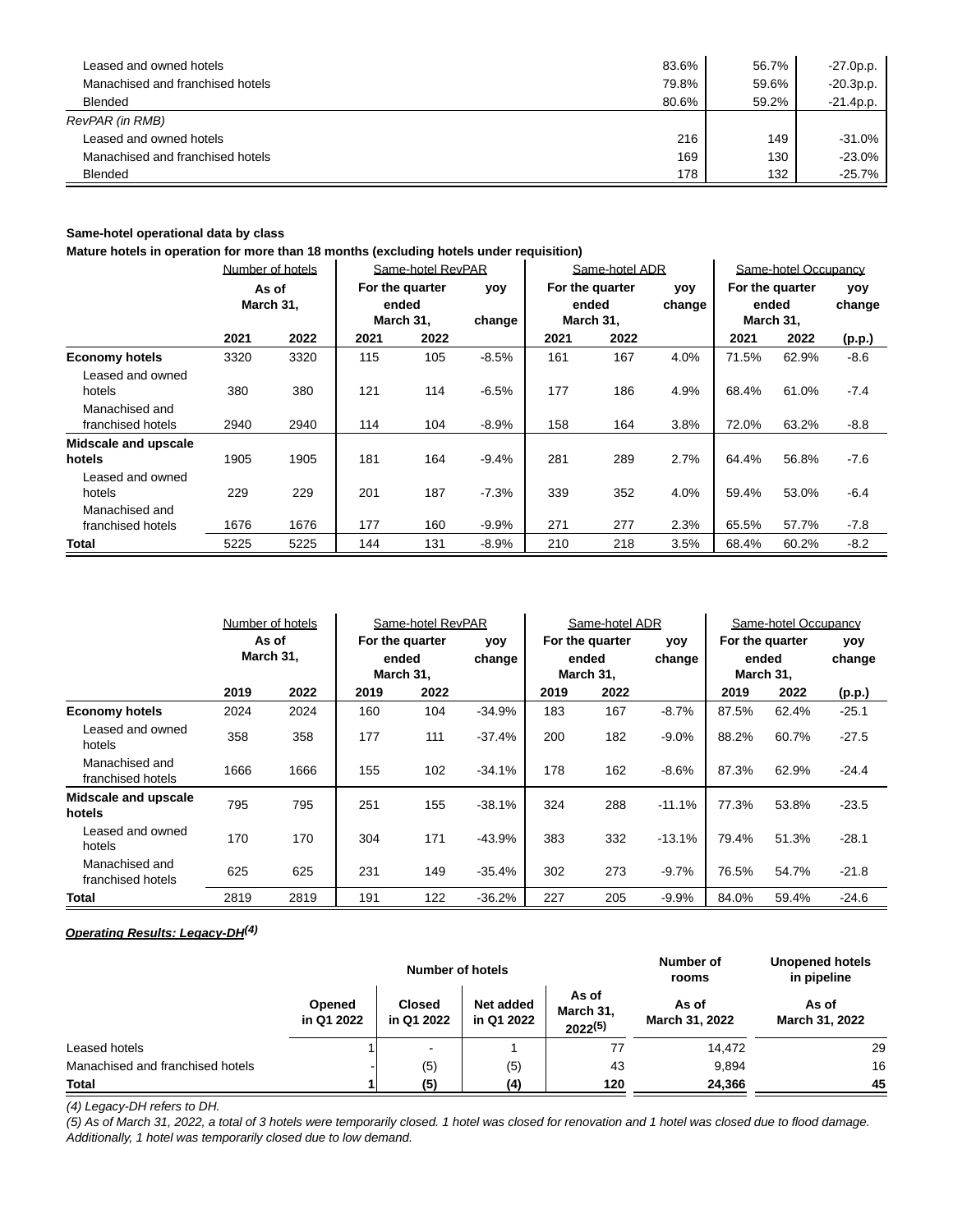| | | | |
|---|---|---|---|
| Leased and owned hotels | 83.6% | 56.7% | -27.0p.p. |
| Manachised and franchised hotels | 79.8% | 59.6% | -20.3p.p. |
| Blended | 80.6% | 59.2% | -21.4p.p. |
| *RevPAR (in RMB)* | | | |
| Leased and owned hotels | 216 | 149 | -31.0% |
| Manachised and franchised hotels | 169 | 130 | -23.0% |
| Blended | 178 | 132 | -25.7% |

**Same-hotel operational data by class**

**Mature hotels in operation for more than 18 months (excluding hotels under requisition)**

| | Number of hotels | | Same-hotel RevPAR | | | Same-hotel ADR | | | Same-hotel Occupancy | | |
|---|---|---|---|---|---|---|---|---|---|---|---|
| | As of March 31, | | For the quarter ended March 31, | | yoy change | For the quarter ended March 31, | | yoy change | For the quarter ended March 31, | | yoy change |
| | 2021 | 2022 | 2021 | 2022 | | 2021 | 2022 | | 2021 | 2022 | (p.p.) |
| **Economy hotels** | 3320 | 3320 | 115 | 105 | -8.5% | 161 | 167 | 4.0% | 71.5% | 62.9% | -8.6 |
| Leased and owned hotels | 380 | 380 | 121 | 114 | -6.5% | 177 | 186 | 4.9% | 68.4% | 61.0% | -7.4 |
| Manachised and franchised hotels | 2940 | 2940 | 114 | 104 | -8.9% | 158 | 164 | 3.8% | 72.0% | 63.2% | -8.8 |
| **Midscale and upscale hotels** | 1905 | 1905 | 181 | 164 | -9.4% | 281 | 289 | 2.7% | 64.4% | 56.8% | -7.6 |
| Leased and owned hotels | 229 | 229 | 201 | 187 | -7.3% | 339 | 352 | 4.0% | 59.4% | 53.0% | -6.4 |
| Manachised and franchised hotels | 1676 | 1676 | 177 | 160 | -9.9% | 271 | 277 | 2.3% | 65.5% | 57.7% | -7.8 |
| **Total** | 5225 | 5225 | 144 | 131 | -8.9% | 210 | 218 | 3.5% | 68.4% | 60.2% | -8.2 |

| | Number of hotels | | Same-hotel RevPAR | | | Same-hotel ADR | | | Same-hotel Occupancy | | |
|---|---|---|---|---|---|---|---|---|---|---|---|
| | As of March 31, | | For the quarter ended March 31, | | yoy change | For the quarter ended March 31, | | yoy change | For the quarter ended March 31, | | yoy change |
| | 2019 | 2022 | 2019 | 2022 | | 2019 | 2022 | | 2019 | 2022 | (p.p.) |
| **Economy hotels** | 2024 | 2024 | 160 | 104 | -34.9% | 183 | 167 | -8.7% | 87.5% | 62.4% | -25.1 |
| Leased and owned hotels | 358 | 358 | 177 | 111 | -37.4% | 200 | 182 | -9.0% | 88.2% | 60.7% | -27.5 |
| Manachised and franchised hotels | 1666 | 1666 | 155 | 102 | -34.1% | 178 | 162 | -8.6% | 87.3% | 62.9% | -24.4 |
| **Midscale and upscale hotels** | 795 | 795 | 251 | 155 | -38.1% | 324 | 288 | -11.1% | 77.3% | 53.8% | -23.5 |
| Leased and owned hotels | 170 | 170 | 304 | 171 | -43.9% | 383 | 332 | -13.1% | 79.4% | 51.3% | -28.1 |
| Manachised and franchised hotels | 625 | 625 | 231 | 149 | -35.4% | 302 | 273 | -9.7% | 76.5% | 54.7% | -21.8 |
| **Total** | 2819 | 2819 | 191 | 122 | -36.2% | 227 | 205 | -9.9% | 84.0% | 59.4% | -24.6 |

***Operating Results: Legacy-DH[4]***

| | Number of hotels | | | | Number of rooms | Unopened hotels in pipeline |
|---|---|---|---|---|---|---|
| | Opened in Q1 2022 | Closed in Q1 2022 | Net added in Q1 2022 | As of March 31, 2022[5] | As of March 31, 2022 | As of March 31, 2022 |
| Leased hotels | 1 | - | 1 | 77 | 14,472 | 29 |
| Manachised and franchised hotels | - | (5) | (5) | 43 | 9,894 | 16 |
| **Total** | **1** | **(5)** | **(4)** | **120** | **24,366** | **45** |

*(4) Legacy-DH refers to DH.*

*(5) As of March 31, 2022, a total of 3 hotels were temporarily closed. 1 hotel was closed for renovation and 1 hotel was closed due to flood damage. Additionally, 1 hotel was temporarily closed due to low demand.*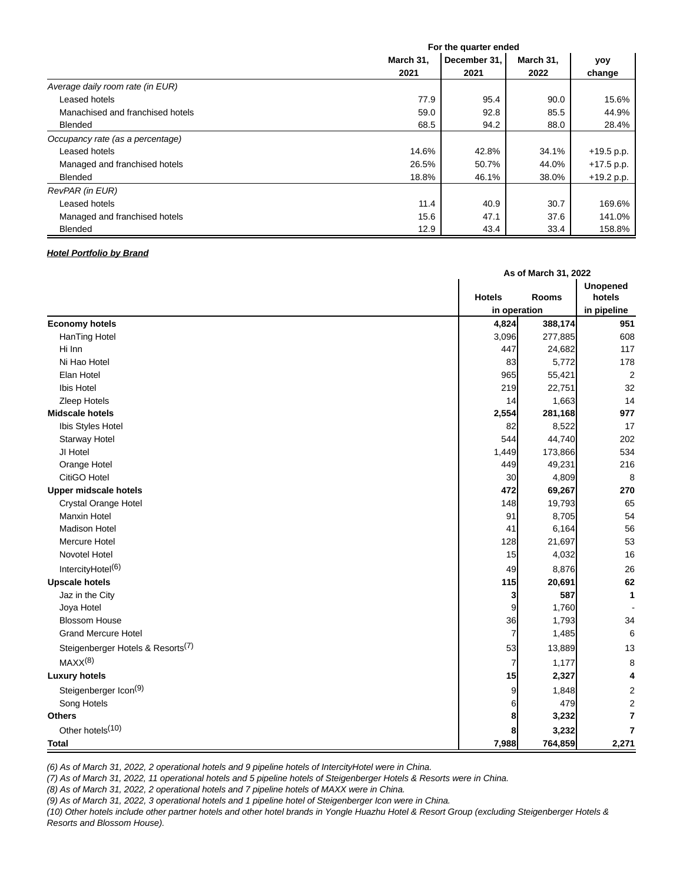| | For the quarter ended | | | |
|---|---|---|---|---|
| | March 31, 2021 | December 31, 2021 | March 31, 2022 | yoy change |
| *Average daily room rate (in EUR)* | | | | |
| Leased hotels | 77.9 | 95.4 | 90.0 | 15.6% |
| Manachised and franchised hotels | 59.0 | 92.8 | 85.5 | 44.9% |
| Blended | 68.5 | 94.2 | 88.0 | 28.4% |
| *Occupancy rate (as a percentage)* | | | | |
| Leased hotels | 14.6% | 42.8% | 34.1% | +19.5 p.p. |
| Managed and franchised hotels | 26.5% | 50.7% | 44.0% | +17.5 p.p. |
| Blended | 18.8% | 46.1% | 38.0% | +19.2 p.p. |
| *RevPAR (in EUR)* | | | | |
| Leased hotels | 11.4 | 40.9 | 30.7 | 169.6% |
| Managed and franchised hotels | 15.6 | 47.1 | 37.6 | 141.0% |
| Blended | 12.9 | 43.4 | 33.4 | 158.8% |

***Hotel Portfolio by Brand***

| | As of March 31, 2022 | | |
|---|---|---|---|
| | Hotels in operation | Rooms in operation | Unopened hotels in pipeline |
| **Economy hotels** | **4,824** | **388,174** | **951** |
| HanTing Hotel | 3,096 | 277,885 | 608 |
| Hi Inn | 447 | 24,682 | 117 |
| Ni Hao Hotel | 83 | 5,772 | 178 |
| Elan Hotel | 965 | 55,421 | 2 |
| Ibis Hotel | 219 | 22,751 | 32 |
| Zleep Hotels | 14 | 1,663 | 14 |
| **Midscale hotels** | **2,554** | **281,168** | **977** |
| Ibis Styles Hotel | 82 | 8,522 | 17 |
| Starway Hotel | 544 | 44,740 | 202 |
| JI Hotel | 1,449 | 173,866 | 534 |
| Orange Hotel | 449 | 49,231 | 216 |
| CitiGO Hotel | 30 | 4,809 | 8 |
| **Upper midscale hotels** | **472** | **69,267** | **270** |
| Crystal Orange Hotel | 148 | 19,793 | 65 |
| Manxin Hotel | 91 | 8,705 | 54 |
| Madison Hotel | 41 | 6,164 | 56 |
| Mercure Hotel | 128 | 21,697 | 53 |
| Novotel Hotel | 15 | 4,032 | 16 |
| IntercityHotel(6) | 49 | 8,876 | 26 |
| **Upscale hotels** | **115** | **20,691** | **62** |
| Jaz in the City | **3** | **587** | **1** |
| Joya Hotel | 9 | 1,760 | - |
| Blossom House | 36 | 1,793 | 34 |
| Grand Mercure Hotel | 7 | 1,485 | 6 |
| Steigenberger Hotels & Resorts(7) | 53 | 13,889 | 13 |
| MAXX(8) | 7 | 1,177 | 8 |
| **Luxury hotels** | **15** | **2,327** | **4** |
| Steigenberger Icon(9) | 9 | 1,848 | 2 |
| Song Hotels | 6 | 479 | 2 |
| **Others** | **8** | **3,232** | **7** |
| Other hotels(10) | **8** | **3,232** | **7** |
| **Total** | **7,988** | **764,859** | **2,271** |

*(6) As of March 31, 2022, 2 operational hotels and 9 pipeline hotels of IntercityHotel were in China.*

*(7) As of March 31, 2022, 11 operational hotels and 5 pipeline hotels of Steigenberger Hotels & Resorts were in China.*

*(8) As of March 31, 2022, 2 operational hotels and 7 pipeline hotels of MAXX were in China.*

*(9) As of March 31, 2022, 3 operational hotels and 1 pipeline hotel of Steigenberger Icon were in China.*

*(10) Other hotels include other partner hotels and other hotel brands in Yongle Huazhu Hotel & Resort Group (excluding Steigenberger Hotels & Resorts and Blossom House).*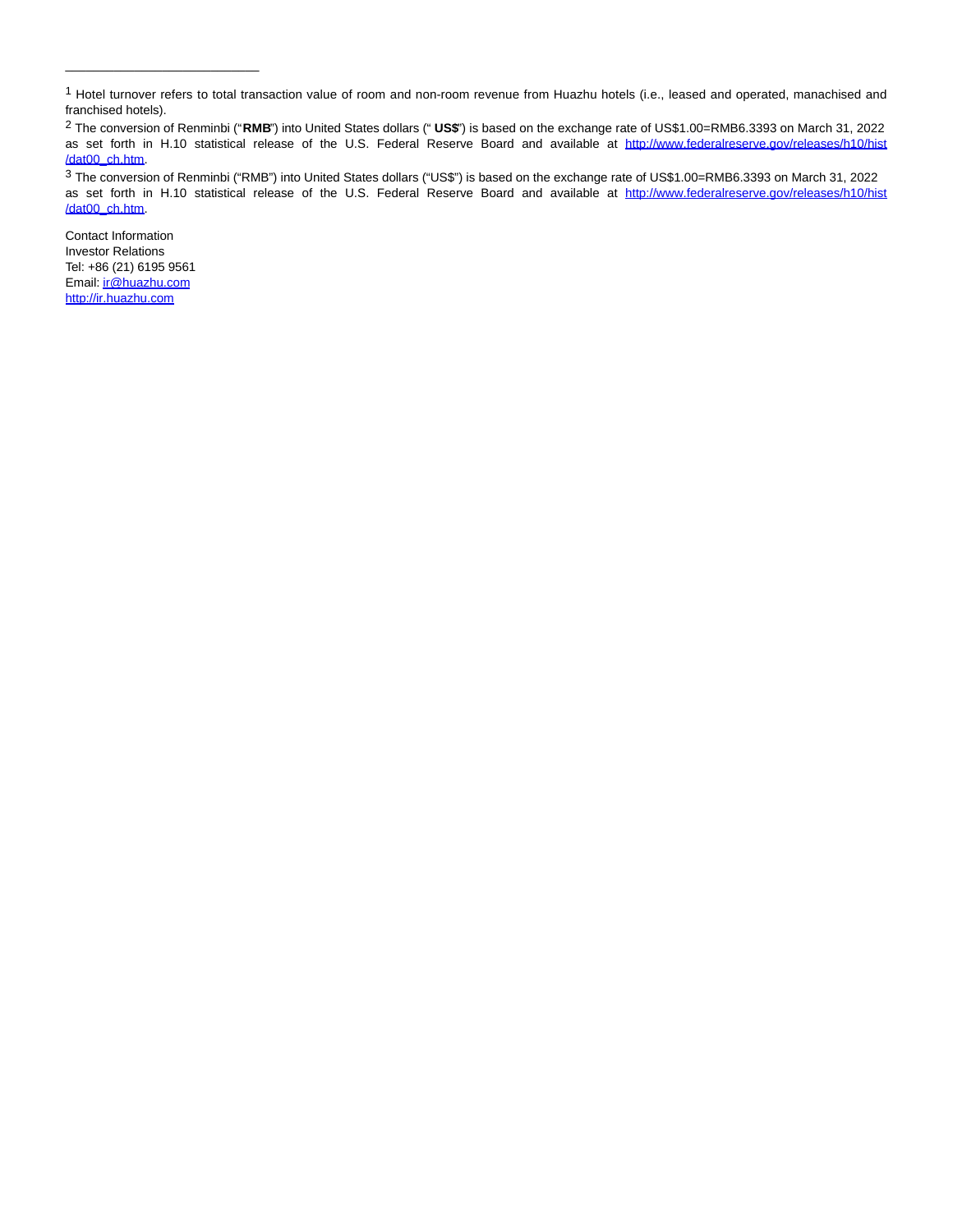[1] Hotel turnover refers to total transaction value of room and non-room revenue from Huazhu hotels (i.e., leased and operated, manachised and franchised hotels).

[2] The conversion of Renminbi ("**RMB**") into United States dollars (" **US$**") is based on the exchange rate of US$1.00=RMB6.3393 on March 31, 2022 as set forth in H.10 statistical release of the U.S. Federal Reserve Board and available at http://www.federalreserve.gov/releases/h10/hist/dat00_ch.htm.

[3] The conversion of Renminbi ("RMB") into United States dollars ("US$") is based on the exchange rate of US$1.00=RMB6.3393 on March 31, 2022 as set forth in H.10 statistical release of the U.S. Federal Reserve Board and available at http://www.federalreserve.gov/releases/h10/hist/dat00_ch.htm.

Contact Information
Investor Relations
Tel: +86 (21) 6195 9561
Email: ir@huazhu.com
http://ir.huazhu.com